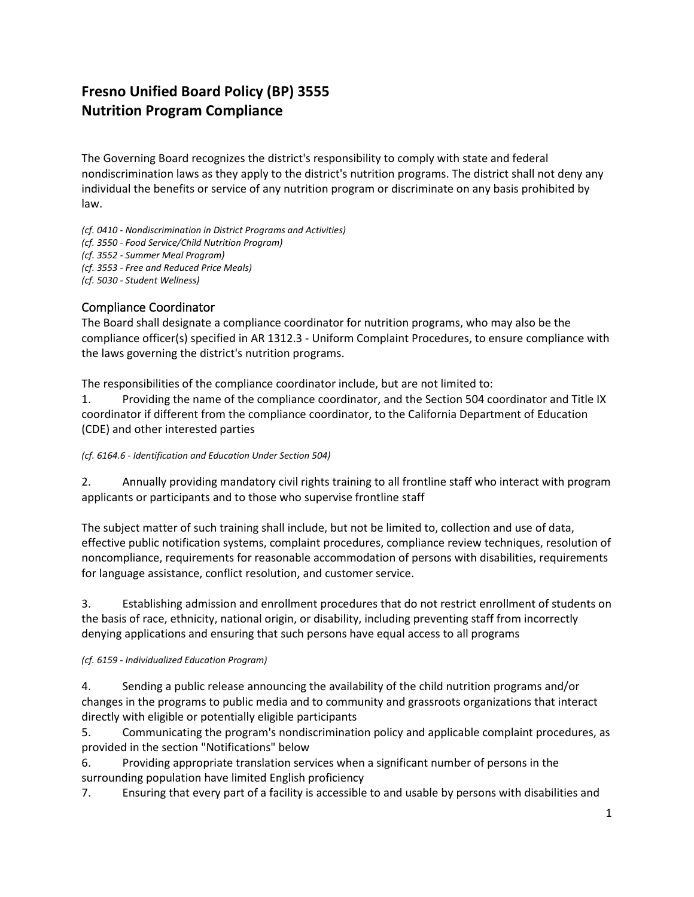# Fresno Unified Board Policy (BP) 3555
# Nutrition Program Compliance

The Governing Board recognizes the district's responsibility to comply with state and federal nondiscrimination laws as they apply to the district's nutrition programs. The district shall not deny any individual the benefits or service of any nutrition program or discriminate on any basis prohibited by law.

*(cf. 0410 - Nondiscrimination in District Programs and Activities)*
*(cf. 3550 - Food Service/Child Nutrition Program)*
*(cf. 3552 - Summer Meal Program)*
*(cf. 3553 - Free and Reduced Price Meals)*
*(cf. 5030 - Student Wellness)*

## Compliance Coordinator

The Board shall designate a compliance coordinator for nutrition programs, who may also be the compliance officer(s) specified in AR 1312.3 - Uniform Complaint Procedures, to ensure compliance with the laws governing the district's nutrition programs.

The responsibilities of the compliance coordinator include, but are not limited to:

1. Providing the name of the compliance coordinator, and the Section 504 coordinator and Title IX coordinator if different from the compliance coordinator, to the California Department of Education (CDE) and other interested parties

*(cf. 6164.6 - Identification and Education Under Section 504)*

2. Annually providing mandatory civil rights training to all frontline staff who interact with program applicants or participants and to those who supervise frontline staff

The subject matter of such training shall include, but not be limited to, collection and use of data, effective public notification systems, complaint procedures, compliance review techniques, resolution of noncompliance, requirements for reasonable accommodation of persons with disabilities, requirements for language assistance, conflict resolution, and customer service.

3. Establishing admission and enrollment procedures that do not restrict enrollment of students on the basis of race, ethnicity, national origin, or disability, including preventing staff from incorrectly denying applications and ensuring that such persons have equal access to all programs

*(cf. 6159 - Individualized Education Program)*

4. Sending a public release announcing the availability of the child nutrition programs and/or changes in the programs to public media and to community and grassroots organizations that interact directly with eligible or potentially eligible participants
5. Communicating the program's nondiscrimination policy and applicable complaint procedures, as provided in the section "Notifications" below
6. Providing appropriate translation services when a significant number of persons in the surrounding population have limited English proficiency
7. Ensuring that every part of a facility is accessible to and usable by persons with disabilities and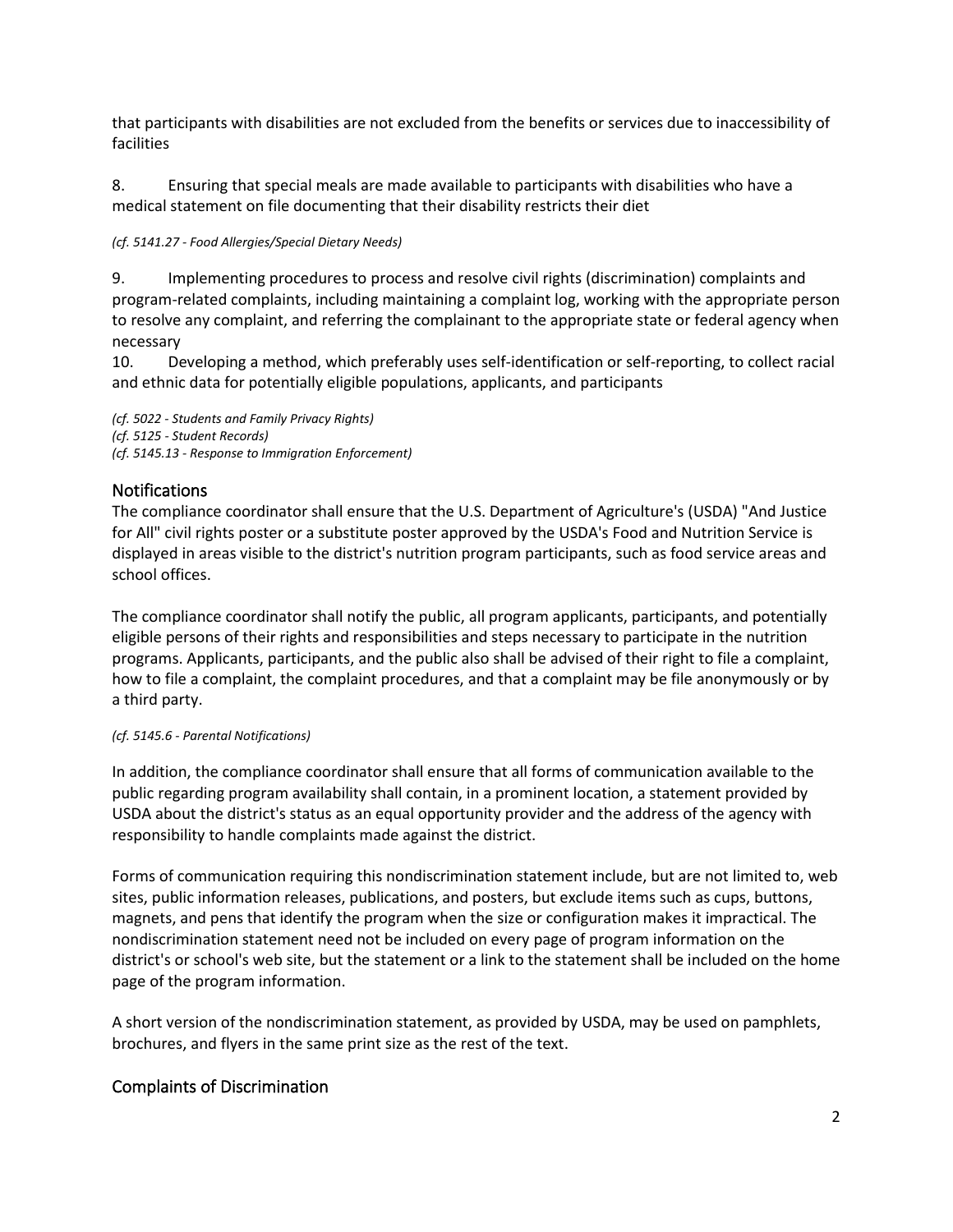that participants with disabilities are not excluded from the benefits or services due to inaccessibility of facilities

8. Ensuring that special meals are made available to participants with disabilities who have a medical statement on file documenting that their disability restricts their diet

*(cf. 5141.27 - Food Allergies/Special Dietary Needs)*

9. Implementing procedures to process and resolve civil rights (discrimination) complaints and program-related complaints, including maintaining a complaint log, working with the appropriate person to resolve any complaint, and referring the complainant to the appropriate state or federal agency when necessary
10. Developing a method, which preferably uses self-identification or self-reporting, to collect racial and ethnic data for potentially eligible populations, applicants, and participants

*(cf. 5022 - Students and Family Privacy Rights)*
*(cf. 5125 - Student Records)*
*(cf. 5145.13 - Response to Immigration Enforcement)*

## Notifications

The compliance coordinator shall ensure that the U.S. Department of Agriculture's (USDA) "And Justice for All" civil rights poster or a substitute poster approved by the USDA's Food and Nutrition Service is displayed in areas visible to the district's nutrition program participants, such as food service areas and school offices.

The compliance coordinator shall notify the public, all program applicants, participants, and potentially eligible persons of their rights and responsibilities and steps necessary to participate in the nutrition programs. Applicants, participants, and the public also shall be advised of their right to file a complaint, how to file a complaint, the complaint procedures, and that a complaint may be file anonymously or by a third party.

*(cf. 5145.6 - Parental Notifications)*

In addition, the compliance coordinator shall ensure that all forms of communication available to the public regarding program availability shall contain, in a prominent location, a statement provided by USDA about the district's status as an equal opportunity provider and the address of the agency with responsibility to handle complaints made against the district.

Forms of communication requiring this nondiscrimination statement include, but are not limited to, web sites, public information releases, publications, and posters, but exclude items such as cups, buttons, magnets, and pens that identify the program when the size or configuration makes it impractical. The nondiscrimination statement need not be included on every page of program information on the district's or school's web site, but the statement or a link to the statement shall be included on the home page of the program information.

A short version of the nondiscrimination statement, as provided by USDA, may be used on pamphlets, brochures, and flyers in the same print size as the rest of the text.

## Complaints of Discrimination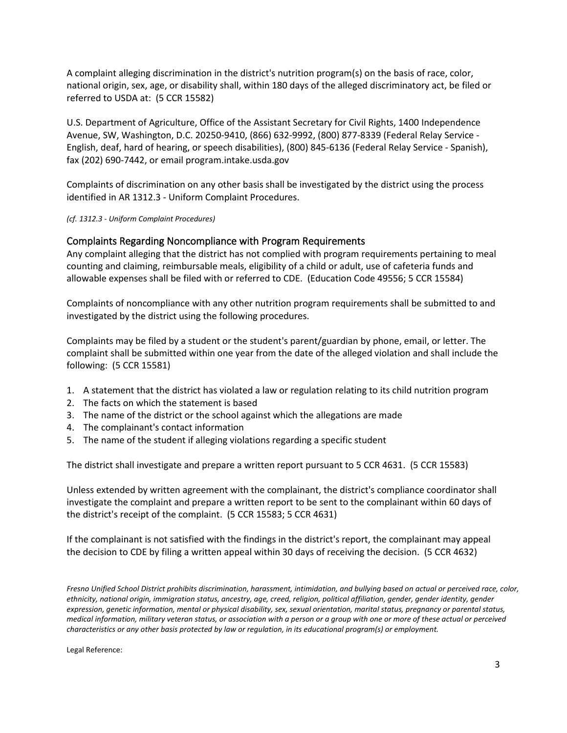A complaint alleging discrimination in the district's nutrition program(s) on the basis of race, color, national origin, sex, age, or disability shall, within 180 days of the alleged discriminatory act, be filed or referred to USDA at: (5 CCR 15582)

U.S. Department of Agriculture, Office of the Assistant Secretary for Civil Rights, 1400 Independence Avenue, SW, Washington, D.C. 20250-9410, (866) 632-9992, (800) 877-8339 (Federal Relay Service - English, deaf, hard of hearing, or speech disabilities), (800) 845-6136 (Federal Relay Service - Spanish), fax (202) 690-7442, or email program.intake.usda.gov

Complaints of discrimination on any other basis shall be investigated by the district using the process identified in AR 1312.3 - Uniform Complaint Procedures.

*(cf. 1312.3 - Uniform Complaint Procedures)*

## Complaints Regarding Noncompliance with Program Requirements

Any complaint alleging that the district has not complied with program requirements pertaining to meal counting and claiming, reimbursable meals, eligibility of a child or adult, use of cafeteria funds and allowable expenses shall be filed with or referred to CDE. (Education Code 49556; 5 CCR 15584)

Complaints of noncompliance with any other nutrition program requirements shall be submitted to and investigated by the district using the following procedures.

Complaints may be filed by a student or the student's parent/guardian by phone, email, or letter. The complaint shall be submitted within one year from the date of the alleged violation and shall include the following: (5 CCR 15581)

1. A statement that the district has violated a law or regulation relating to its child nutrition program
2. The facts on which the statement is based
3. The name of the district or the school against which the allegations are made
4. The complainant's contact information
5. The name of the student if alleging violations regarding a specific student

The district shall investigate and prepare a written report pursuant to 5 CCR 4631. (5 CCR 15583)

Unless extended by written agreement with the complainant, the district's compliance coordinator shall investigate the complaint and prepare a written report to be sent to the complainant within 60 days of the district's receipt of the complaint. (5 CCR 15583; 5 CCR 4631)

If the complainant is not satisfied with the findings in the district's report, the complainant may appeal the decision to CDE by filing a written appeal within 30 days of receiving the decision. (5 CCR 4632)

*Fresno Unified School District prohibits discrimination, harassment, intimidation, and bullying based on actual or perceived race, color, ethnicity, national origin, immigration status, ancestry, age, creed, religion, political affiliation, gender, gender identity, gender expression, genetic information, mental or physical disability, sex, sexual orientation, marital status, pregnancy or parental status, medical information, military veteran status, or association with a person or a group with one or more of these actual or perceived characteristics or any other basis protected by law or regulation, in its educational program(s) or employment.*

Legal Reference: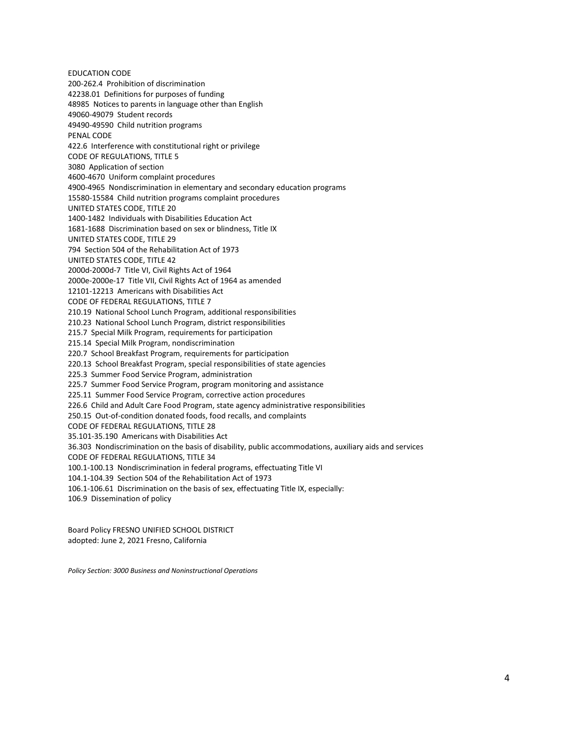EDUCATION CODE
200-262.4 Prohibition of discrimination
42238.01 Definitions for purposes of funding
48985 Notices to parents in language other than English
49060-49079 Student records
49490-49590 Child nutrition programs
PENAL CODE
422.6 Interference with constitutional right or privilege
CODE OF REGULATIONS, TITLE 5
3080 Application of section
4600-4670 Uniform complaint procedures
4900-4965 Nondiscrimination in elementary and secondary education programs
15580-15584 Child nutrition programs complaint procedures
UNITED STATES CODE, TITLE 20
1400-1482 Individuals with Disabilities Education Act
1681-1688 Discrimination based on sex or blindness, Title IX
UNITED STATES CODE, TITLE 29
794 Section 504 of the Rehabilitation Act of 1973
UNITED STATES CODE, TITLE 42
2000d-2000d-7 Title VI, Civil Rights Act of 1964
2000e-2000e-17 Title VII, Civil Rights Act of 1964 as amended
12101-12213 Americans with Disabilities Act
CODE OF FEDERAL REGULATIONS, TITLE 7
210.19 National School Lunch Program, additional responsibilities
210.23 National School Lunch Program, district responsibilities
215.7 Special Milk Program, requirements for participation
215.14 Special Milk Program, nondiscrimination
220.7 School Breakfast Program, requirements for participation
220.13 School Breakfast Program, special responsibilities of state agencies
225.3 Summer Food Service Program, administration
225.7 Summer Food Service Program, program monitoring and assistance
225.11 Summer Food Service Program, corrective action procedures
226.6 Child and Adult Care Food Program, state agency administrative responsibilities
250.15 Out-of-condition donated foods, food recalls, and complaints
CODE OF FEDERAL REGULATIONS, TITLE 28
35.101-35.190 Americans with Disabilities Act
36.303 Nondiscrimination on the basis of disability, public accommodations, auxiliary aids and services
CODE OF FEDERAL REGULATIONS, TITLE 34
100.1-100.13 Nondiscrimination in federal programs, effectuating Title VI
104.1-104.39 Section 504 of the Rehabilitation Act of 1973
106.1-106.61 Discrimination on the basis of sex, effectuating Title IX, especially:
106.9 Dissemination of policy

Board Policy FRESNO UNIFIED SCHOOL DISTRICT
adopted: June 2, 2021 Fresno, California

*Policy Section: 3000 Business and Noninstructional Operations*